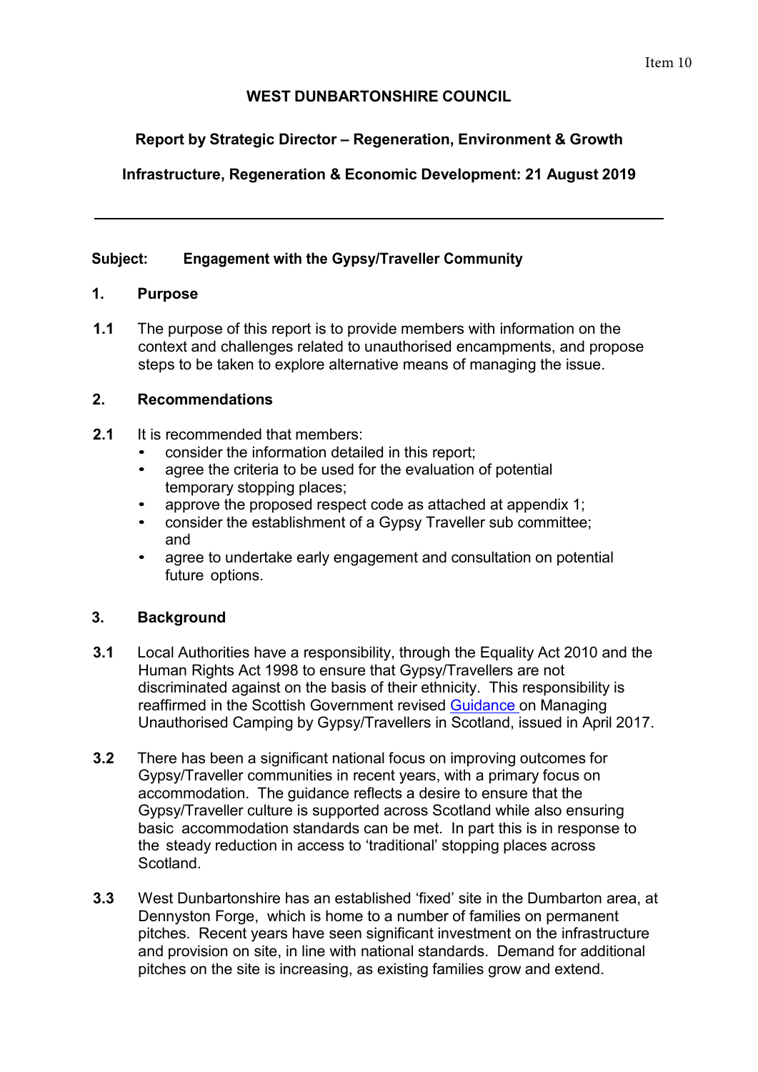Item 10

# WEST DUNBARTONSHIRE COUNCIL

**Report by Strategic Director – Regeneration, Environment & Growth**

**Infrastructure, Regeneration & Economic Development: 21 August 2019**

---

**Subject: Engagement with the Gypsy/Traveller Community**

## 1. Purpose

**1.1** The purpose of this report is to provide members with information on the context and challenges related to unauthorised encampments, and propose steps to be taken to explore alternative means of managing the issue.

## 2. Recommendations

**2.1** It is recommended that members:

- consider the information detailed in this report;
- agree the criteria to be used for the evaluation of potential temporary stopping places;
- approve the proposed respect code as attached at appendix 1;
- consider the establishment of a Gypsy Traveller sub committee; and
- agree to undertake early engagement and consultation on potential future options.

## 3. Background

**3.1** Local Authorities have a responsibility, through the Equality Act 2010 and the Human Rights Act 1998 to ensure that Gypsy/Travellers are not discriminated against on the basis of their ethnicity. This responsibility is reaffirmed in the Scottish Government revised Guidance on Managing Unauthorised Camping by Gypsy/Travellers in Scotland, issued in April 2017.

**3.2** There has been a significant national focus on improving outcomes for Gypsy/Traveller communities in recent years, with a primary focus on accommodation. The guidance reflects a desire to ensure that the Gypsy/Traveller culture is supported across Scotland while also ensuring basic accommodation standards can be met. In part this is in response to the steady reduction in access to 'traditional' stopping places across Scotland.

**3.3** West Dunbartonshire has an established 'fixed' site in the Dumbarton area, at Dennyston Forge, which is home to a number of families on permanent pitches. Recent years have seen significant investment on the infrastructure and provision on site, in line with national standards. Demand for additional pitches on the site is increasing, as existing families grow and extend.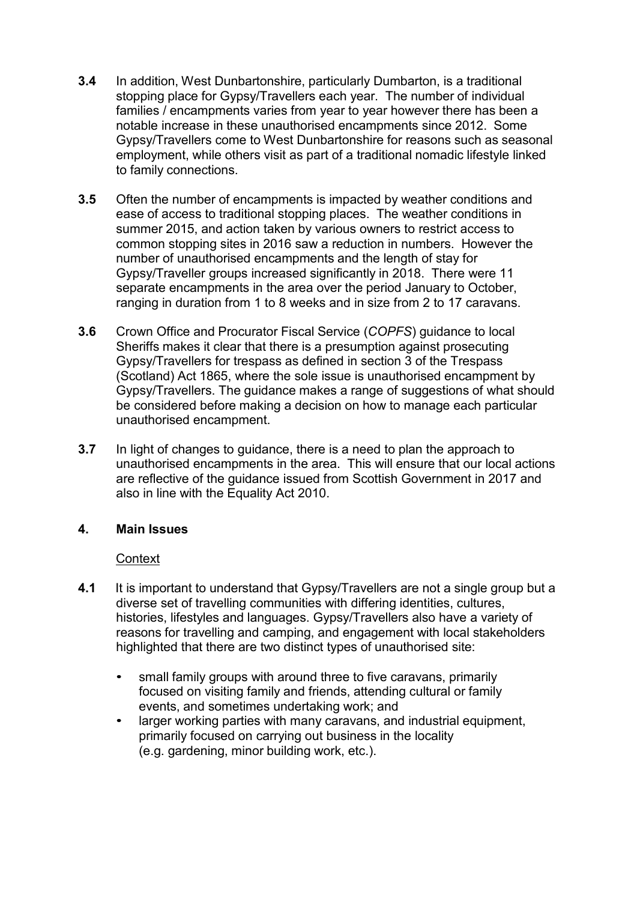**3.4** In addition, West Dunbartonshire, particularly Dumbarton, is a traditional stopping place for Gypsy/Travellers each year. The number of individual families / encampments varies from year to year however there has been a notable increase in these unauthorised encampments since 2012. Some Gypsy/Travellers come to West Dunbartonshire for reasons such as seasonal employment, while others visit as part of a traditional nomadic lifestyle linked to family connections.

**3.5** Often the number of encampments is impacted by weather conditions and ease of access to traditional stopping places. The weather conditions in summer 2015, and action taken by various owners to restrict access to common stopping sites in 2016 saw a reduction in numbers. However the number of unauthorised encampments and the length of stay for Gypsy/Traveller groups increased significantly in 2018. There were 11 separate encampments in the area over the period January to October, ranging in duration from 1 to 8 weeks and in size from 2 to 17 caravans.

**3.6** Crown Office and Procurator Fiscal Service (*COPFS*) guidance to local Sheriffs makes it clear that there is a presumption against prosecuting Gypsy/Travellers for trespass as defined in section 3 of the Trespass (Scotland) Act 1865, where the sole issue is unauthorised encampment by Gypsy/Travellers. The guidance makes a range of suggestions of what should be considered before making a decision on how to manage each particular unauthorised encampment.

**3.7** In light of changes to guidance, there is a need to plan the approach to unauthorised encampments in the area. This will ensure that our local actions are reflective of the guidance issued from Scottish Government in 2017 and also in line with the Equality Act 2010.

## 4. Main Issues

Context

**4.1** It is important to understand that Gypsy/Travellers are not a single group but a diverse set of travelling communities with differing identities, cultures, histories, lifestyles and languages. Gypsy/Travellers also have a variety of reasons for travelling and camping, and engagement with local stakeholders highlighted that there are two distinct types of unauthorised site:

- small family groups with around three to five caravans, primarily focused on visiting family and friends, attending cultural or family events, and sometimes undertaking work; and
- larger working parties with many caravans, and industrial equipment, primarily focused on carrying out business in the locality (e.g. gardening, minor building work, etc.).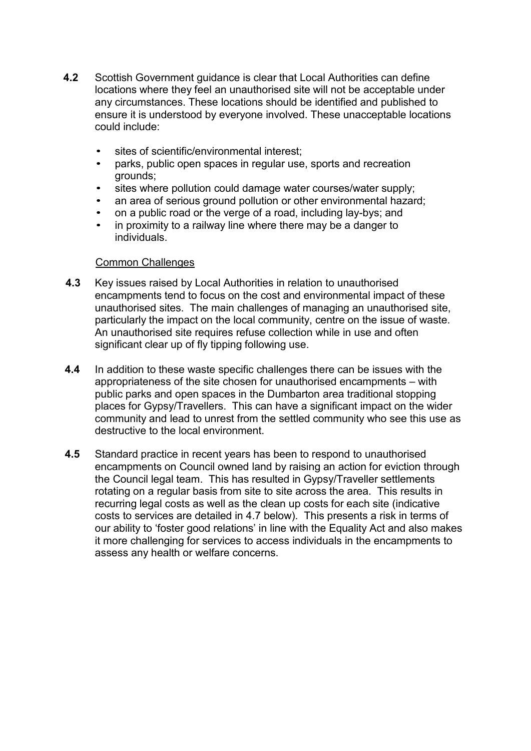**4.2** Scottish Government guidance is clear that Local Authorities can define locations where they feel an unauthorised site will not be acceptable under any circumstances. These locations should be identified and published to ensure it is understood by everyone involved. These unacceptable locations could include:

- sites of scientific/environmental interest;
- parks, public open spaces in regular use, sports and recreation grounds;
- sites where pollution could damage water courses/water supply;
- an area of serious ground pollution or other environmental hazard;
- on a public road or the verge of a road, including lay-bys; and
- in proximity to a railway line where there may be a danger to individuals.

Common Challenges

**4.3** Key issues raised by Local Authorities in relation to unauthorised encampments tend to focus on the cost and environmental impact of these unauthorised sites. The main challenges of managing an unauthorised site, particularly the impact on the local community, centre on the issue of waste. An unauthorised site requires refuse collection while in use and often significant clear up of fly tipping following use.

**4.4** In addition to these waste specific challenges there can be issues with the appropriateness of the site chosen for unauthorised encampments – with public parks and open spaces in the Dumbarton area traditional stopping places for Gypsy/Travellers. This can have a significant impact on the wider community and lead to unrest from the settled community who see this use as destructive to the local environment.

**4.5** Standard practice in recent years has been to respond to unauthorised encampments on Council owned land by raising an action for eviction through the Council legal team. This has resulted in Gypsy/Traveller settlements rotating on a regular basis from site to site across the area. This results in recurring legal costs as well as the clean up costs for each site (indicative costs to services are detailed in 4.7 below). This presents a risk in terms of our ability to 'foster good relations' in line with the Equality Act and also makes it more challenging for services to access individuals in the encampments to assess any health or welfare concerns.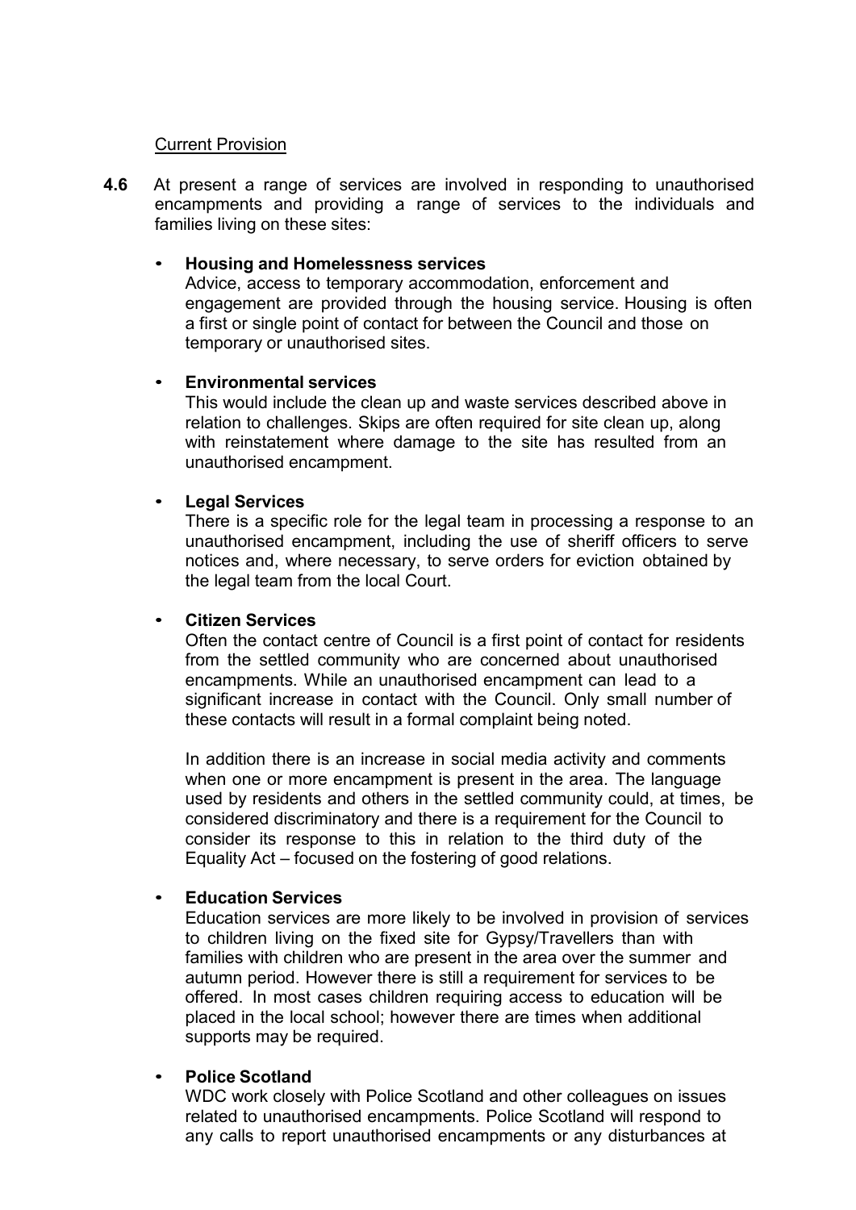Current Provision

**4.6** At present a range of services are involved in responding to unauthorised encampments and providing a range of services to the individuals and families living on these sites:

- **Housing and Homelessness services**
  Advice, access to temporary accommodation, enforcement and engagement are provided through the housing service. Housing is often a first or single point of contact for between the Council and those on temporary or unauthorised sites.

- **Environmental services**
  This would include the clean up and waste services described above in relation to challenges. Skips are often required for site clean up, along with reinstatement where damage to the site has resulted from an unauthorised encampment.

- **Legal Services**
  There is a specific role for the legal team in processing a response to an unauthorised encampment, including the use of sheriff officers to serve notices and, where necessary, to serve orders for eviction obtained by the legal team from the local Court.

- **Citizen Services**
  Often the contact centre of Council is a first point of contact for residents from the settled community who are concerned about unauthorised encampments. While an unauthorised encampment can lead to a significant increase in contact with the Council. Only small number of these contacts will result in a formal complaint being noted.

  In addition there is an increase in social media activity and comments when one or more encampment is present in the area. The language used by residents and others in the settled community could, at times, be considered discriminatory and there is a requirement for the Council to consider its response to this in relation to the third duty of the Equality Act – focused on the fostering of good relations.

- **Education Services**
  Education services are more likely to be involved in provision of services to children living on the fixed site for Gypsy/Travellers than with families with children who are present in the area over the summer and autumn period. However there is still a requirement for services to be offered. In most cases children requiring access to education will be placed in the local school; however there are times when additional supports may be required.

- **Police Scotland**
  WDC work closely with Police Scotland and other colleagues on issues related to unauthorised encampments. Police Scotland will respond to any calls to report unauthorised encampments or any disturbances at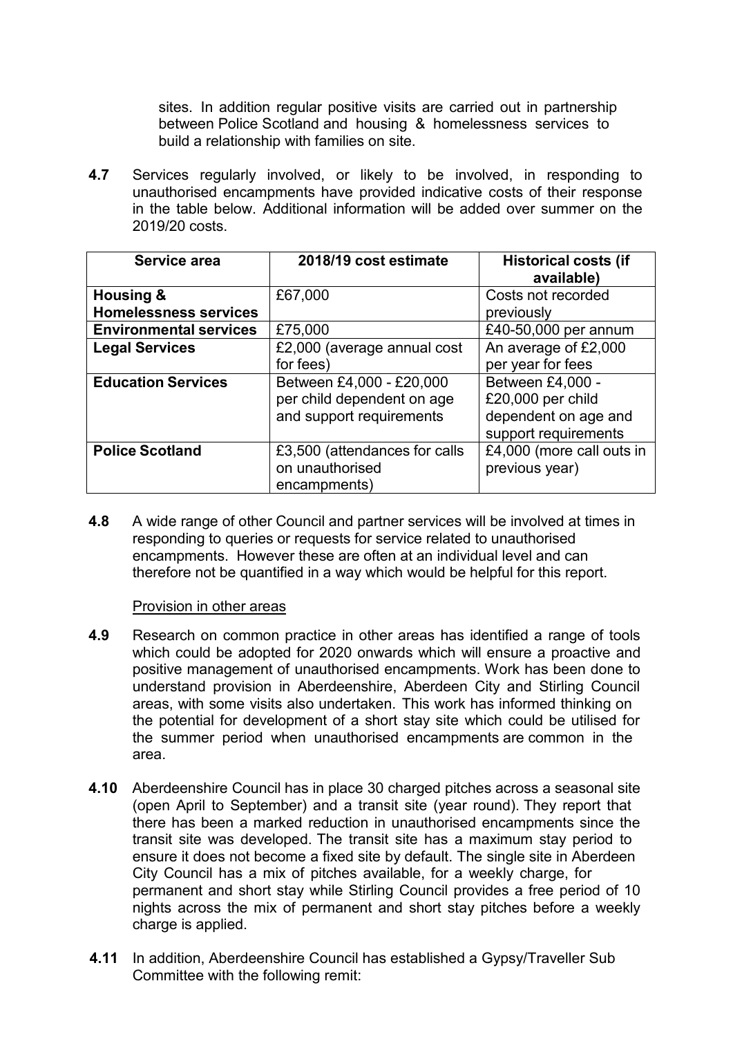sites. In addition regular positive visits are carried out in partnership between Police Scotland and housing & homelessness services to build a relationship with families on site.

**4.7** Services regularly involved, or likely to be involved, in responding to unauthorised encampments have provided indicative costs of their response in the table below. Additional information will be added over summer on the 2019/20 costs.

| Service area | 2018/19 cost estimate | Historical costs (if available) |
|---|---|---|
| **Housing & Homelessness services** | £67,000 | Costs not recorded previously |
| **Environmental services** | £75,000 | £40-50,000 per annum |
| **Legal Services** | £2,000 (average annual cost for fees) | An average of £2,000 per year for fees |
| **Education Services** | Between £4,000 - £20,000 per child dependent on age and support requirements | Between £4,000 - £20,000 per child dependent on age and support requirements |
| **Police Scotland** | £3,500 (attendances for calls on unauthorised encampments) | £4,000 (more call outs in previous year) |

**4.8** A wide range of other Council and partner services will be involved at times in responding to queries or requests for service related to unauthorised encampments. However these are often at an individual level and can therefore not be quantified in a way which would be helpful for this report.

Provision in other areas

**4.9** Research on common practice in other areas has identified a range of tools which could be adopted for 2020 onwards which will ensure a proactive and positive management of unauthorised encampments. Work has been done to understand provision in Aberdeenshire, Aberdeen City and Stirling Council areas, with some visits also undertaken. This work has informed thinking on the potential for development of a short stay site which could be utilised for the summer period when unauthorised encampments are common in the area.

**4.10** Aberdeenshire Council has in place 30 charged pitches across a seasonal site (open April to September) and a transit site (year round). They report that there has been a marked reduction in unauthorised encampments since the transit site was developed. The transit site has a maximum stay period to ensure it does not become a fixed site by default. The single site in Aberdeen City Council has a mix of pitches available, for a weekly charge, for permanent and short stay while Stirling Council provides a free period of 10 nights across the mix of permanent and short stay pitches before a weekly charge is applied.

**4.11** In addition, Aberdeenshire Council has established a Gypsy/Traveller Sub Committee with the following remit: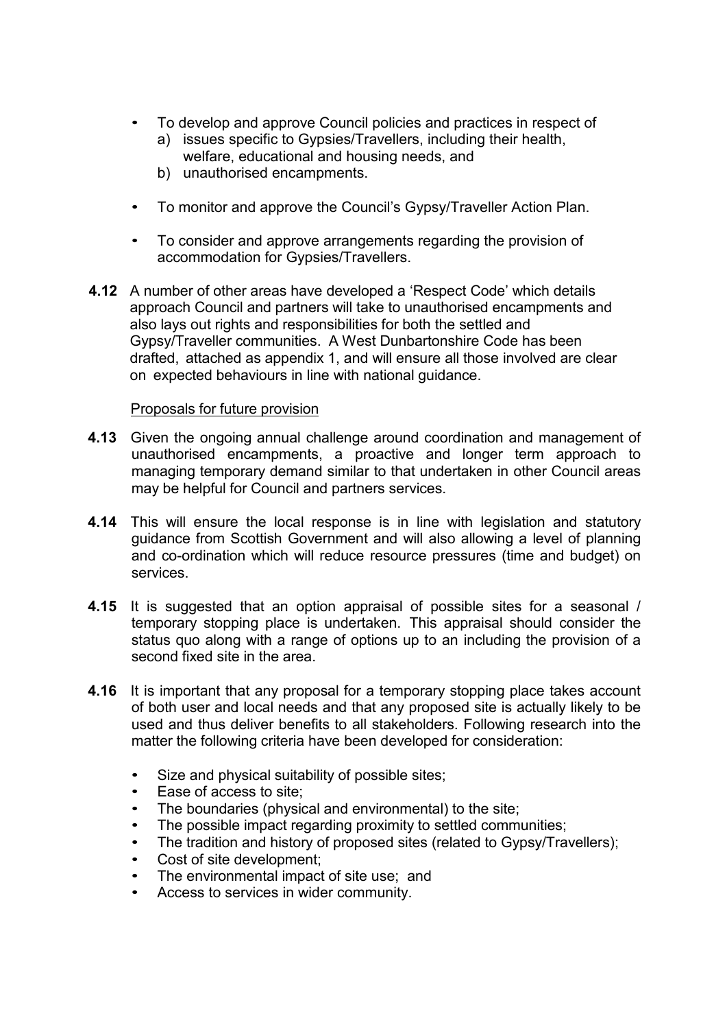- To develop and approve Council policies and practices in respect of
  a) issues specific to Gypsies/Travellers, including their health, welfare, educational and housing needs, and
  b) unauthorised encampments.

- To monitor and approve the Council's Gypsy/Traveller Action Plan.

- To consider and approve arrangements regarding the provision of accommodation for Gypsies/Travellers.

**4.12** A number of other areas have developed a 'Respect Code' which details approach Council and partners will take to unauthorised encampments and also lays out rights and responsibilities for both the settled and Gypsy/Traveller communities. A West Dunbartonshire Code has been drafted, attached as appendix 1, and will ensure all those involved are clear on expected behaviours in line with national guidance.

Proposals for future provision

**4.13** Given the ongoing annual challenge around coordination and management of unauthorised encampments, a proactive and longer term approach to managing temporary demand similar to that undertaken in other Council areas may be helpful for Council and partners services.

**4.14** This will ensure the local response is in line with legislation and statutory guidance from Scottish Government and will also allowing a level of planning and co-ordination which will reduce resource pressures (time and budget) on services.

**4.15** It is suggested that an option appraisal of possible sites for a seasonal / temporary stopping place is undertaken. This appraisal should consider the status quo along with a range of options up to an including the provision of a second fixed site in the area.

**4.16** It is important that any proposal for a temporary stopping place takes account of both user and local needs and that any proposed site is actually likely to be used and thus deliver benefits to all stakeholders. Following research into the matter the following criteria have been developed for consideration:

- Size and physical suitability of possible sites;
- Ease of access to site;
- The boundaries (physical and environmental) to the site;
- The possible impact regarding proximity to settled communities;
- The tradition and history of proposed sites (related to Gypsy/Travellers);
- Cost of site development;
- The environmental impact of site use; and
- Access to services in wider community.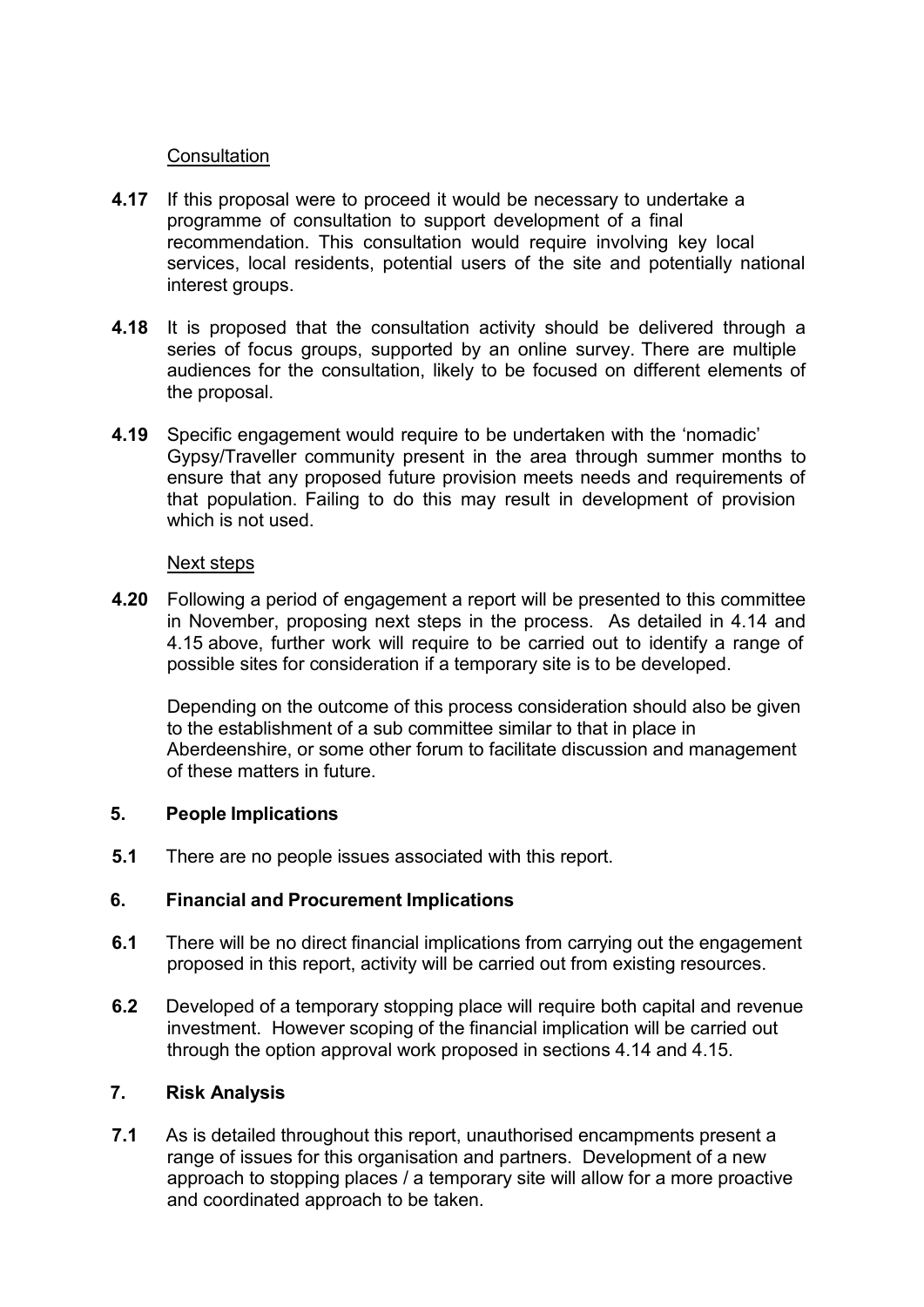Consultation

**4.17** If this proposal were to proceed it would be necessary to undertake a programme of consultation to support development of a final recommendation. This consultation would require involving key local services, local residents, potential users of the site and potentially national interest groups.

**4.18** It is proposed that the consultation activity should be delivered through a series of focus groups, supported by an online survey. There are multiple audiences for the consultation, likely to be focused on different elements of the proposal.

**4.19** Specific engagement would require to be undertaken with the 'nomadic' Gypsy/Traveller community present in the area through summer months to ensure that any proposed future provision meets needs and requirements of that population. Failing to do this may result in development of provision which is not used.

Next steps

**4.20** Following a period of engagement a report will be presented to this committee in November, proposing next steps in the process. As detailed in 4.14 and 4.15 above, further work will require to be carried out to identify a range of possible sites for consideration if a temporary site is to be developed.

Depending on the outcome of this process consideration should also be given to the establishment of a sub committee similar to that in place in Aberdeenshire, or some other forum to facilitate discussion and management of these matters in future.

## 5. People Implications

**5.1** There are no people issues associated with this report.

## 6. Financial and Procurement Implications

**6.1** There will be no direct financial implications from carrying out the engagement proposed in this report, activity will be carried out from existing resources.

**6.2** Developed of a temporary stopping place will require both capital and revenue investment. However scoping of the financial implication will be carried out through the option approval work proposed in sections 4.14 and 4.15.

## 7. Risk Analysis

**7.1** As is detailed throughout this report, unauthorised encampments present a range of issues for this organisation and partners. Development of a new approach to stopping places / a temporary site will allow for a more proactive and coordinated approach to be taken.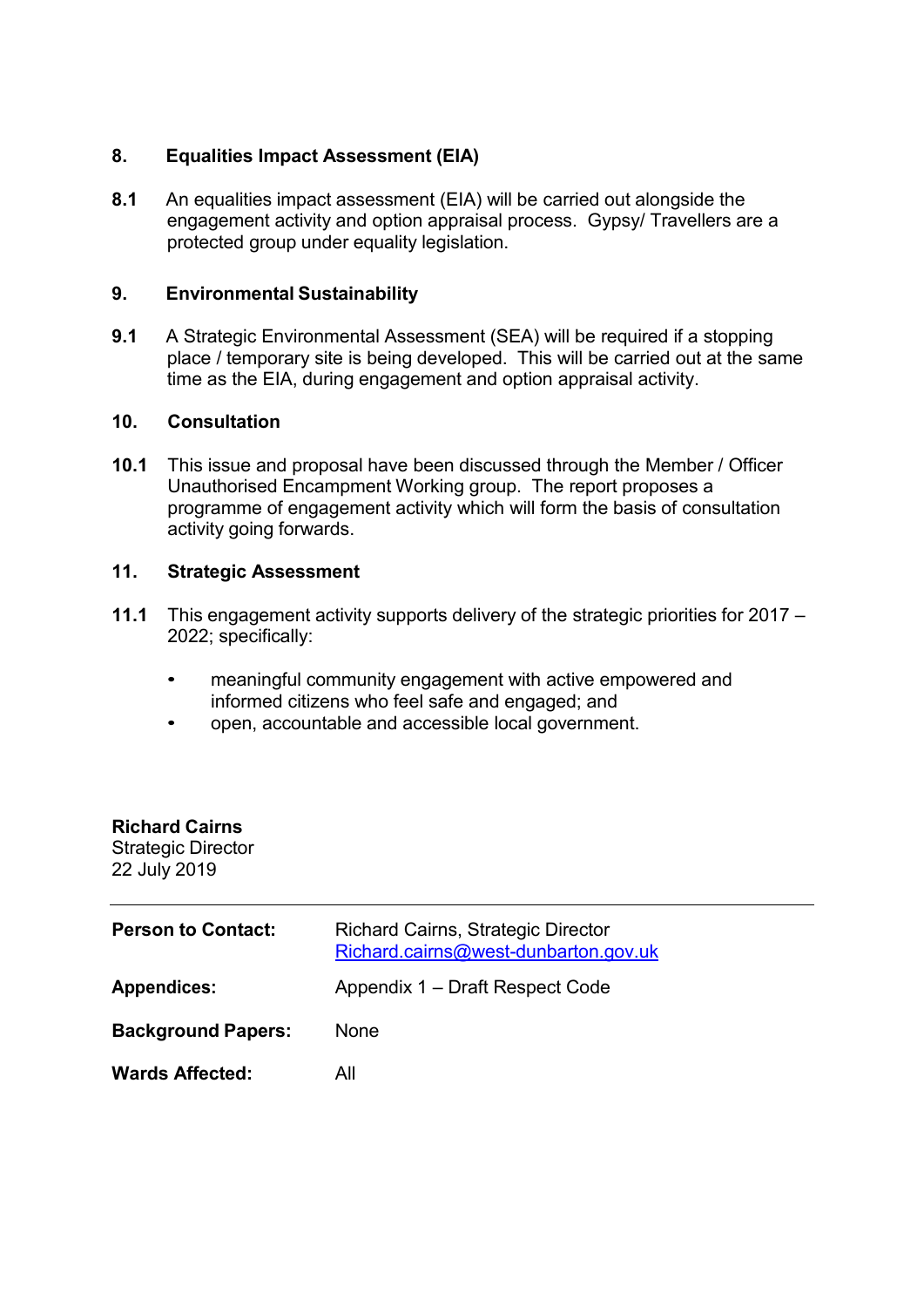## 8. Equalities Impact Assessment (EIA)

**8.1** An equalities impact assessment (EIA) will be carried out alongside the engagement activity and option appraisal process. Gypsy/ Travellers are a protected group under equality legislation.

## 9. Environmental Sustainability

**9.1** A Strategic Environmental Assessment (SEA) will be required if a stopping place / temporary site is being developed. This will be carried out at the same time as the EIA, during engagement and option appraisal activity.

## 10. Consultation

**10.1** This issue and proposal have been discussed through the Member / Officer Unauthorised Encampment Working group. The report proposes a programme of engagement activity which will form the basis of consultation activity going forwards.

## 11. Strategic Assessment

**11.1** This engagement activity supports delivery of the strategic priorities for 2017 – 2022; specifically:

- meaningful community engagement with active empowered and informed citizens who feel safe and engaged; and
- open, accountable and accessible local government.

**Richard Cairns**
Strategic Director
22 July 2019

| | |
|---|---|
| **Person to Contact:** | Richard Cairns, Strategic Director<br>Richard.cairns@west-dunbarton.gov.uk |
| **Appendices:** | Appendix 1 – Draft Respect Code |
| **Background Papers:** | None |
| **Wards Affected:** | All |